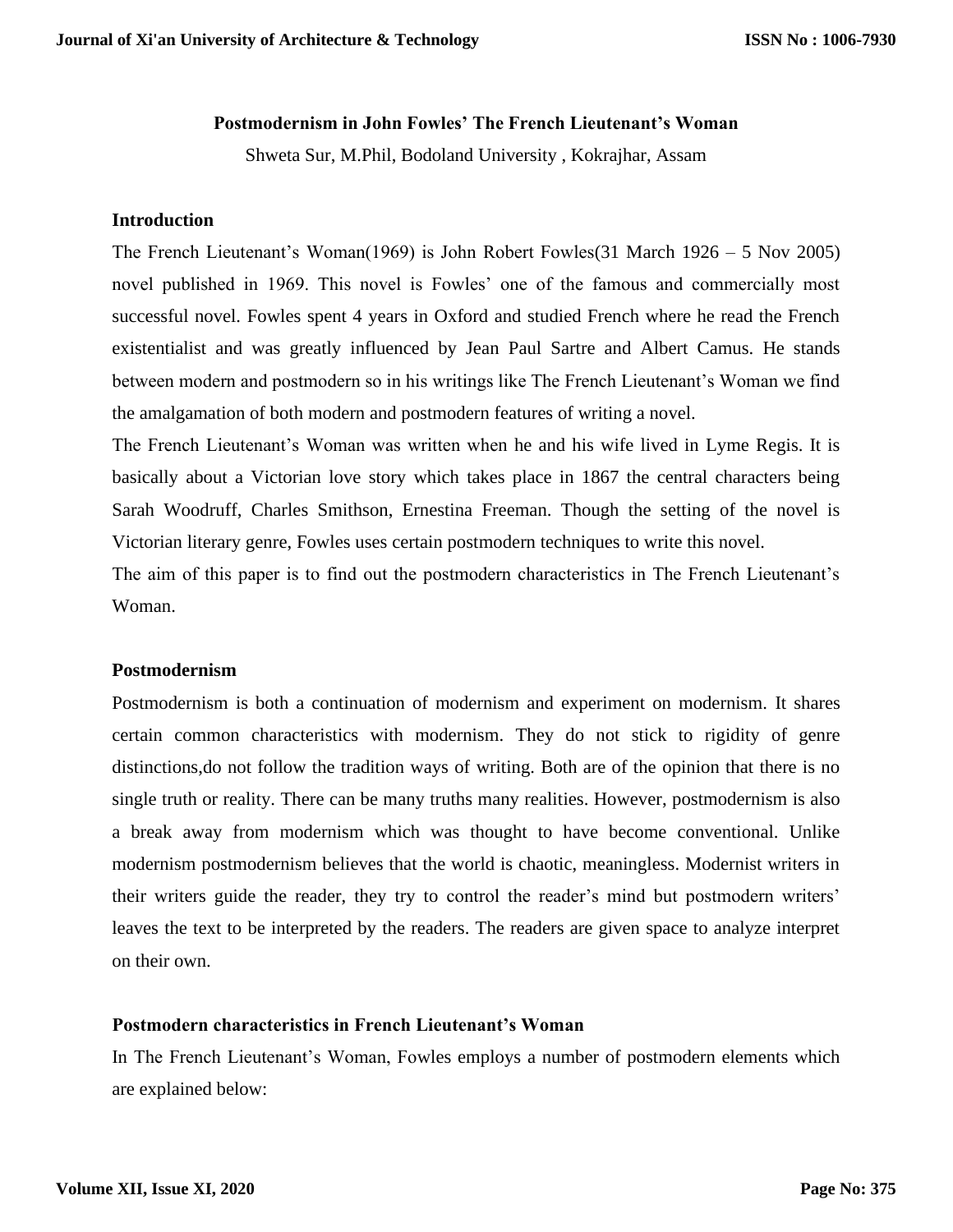# Postmodernism in John Fowles' The French Lieutenant's Woman

Shweta Sur, M.Phil, Bodoland University , Kokrajhar, Assam

## Introduction

The French Lieutenant's Woman(1969) is John Robert Fowles(31 March 1926 – 5 Nov 2005) novel published in 1969. This novel is Fowles' one of the famous and commercially most successful novel. Fowles spent 4 years in Oxford and studied French where he read the French existentialist and was greatly influenced by Jean Paul Sartre and Albert Camus. He stands between modern and postmodern so in his writings like The French Lieutenant's Woman we find the amalgamation of both modern and postmodern features of writing a novel.

The French Lieutenant's Woman was written when he and his wife lived in Lyme Regis. It is basically about a Victorian love story which takes place in 1867 the central characters being Sarah Woodruff, Charles Smithson, Ernestina Freeman. Though the setting of the novel is Victorian literary genre, Fowles uses certain postmodern techniques to write this novel.

The aim of this paper is to find out the postmodern characteristics in The French Lieutenant's Woman.

## Postmodernism

Postmodernism is both a continuation of modernism and experiment on modernism. It shares certain common characteristics with modernism. They do not stick to rigidity of genre distinctions,do not follow the tradition ways of writing. Both are of the opinion that there is no single truth or reality. There can be many truths many realities. However, postmodernism is also a break away from modernism which was thought to have become conventional. Unlike modernism postmodernism believes that the world is chaotic, meaningless. Modernist writers in their writers guide the reader, they try to control the reader's mind but postmodern writers' leaves the text to be interpreted by the readers. The readers are given space to analyze interpret on their own.

## Postmodern characteristics in French Lieutenant's Woman

In The French Lieutenant's Woman, Fowles employs a number of postmodern elements which are explained below: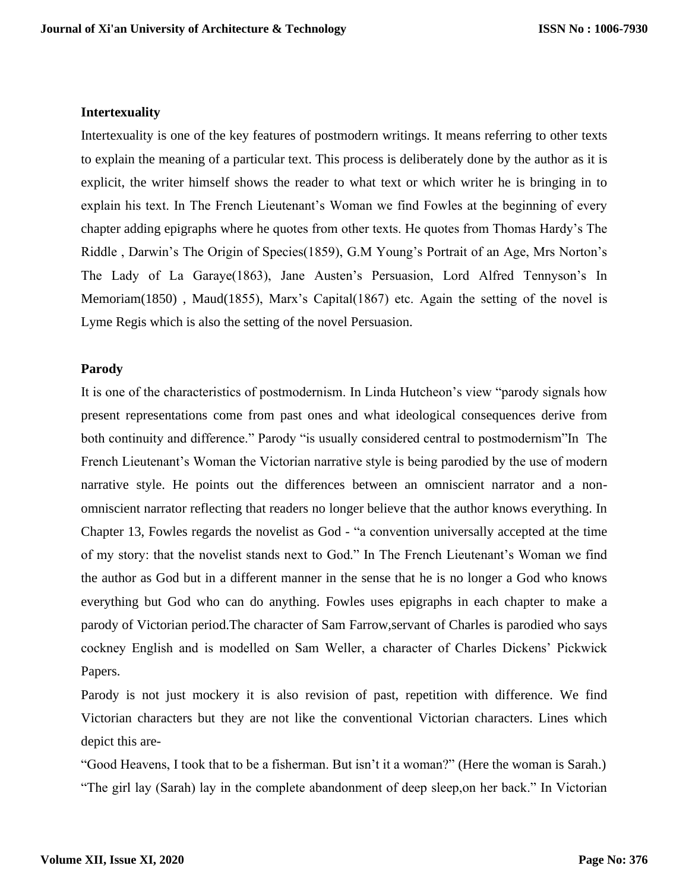**Intertexuality**

Intertexuality is one of the key features of postmodern writings. It means referring to other texts to explain the meaning of a particular text. This process is deliberately done by the author as it is explicit, the writer himself shows the reader to what text or which writer he is bringing in to explain his text. In The French Lieutenant's Woman we find Fowles at the beginning of every chapter adding epigraphs where he quotes from other texts. He quotes from Thomas Hardy's The Riddle , Darwin's The Origin of Species(1859), G.M Young's Portrait of an Age, Mrs Norton's The Lady of La Garaye(1863), Jane Austen's Persuasion, Lord Alfred Tennyson's In Memoriam(1850) , Maud(1855), Marx's Capital(1867) etc. Again the setting of the novel is Lyme Regis which is also the setting of the novel Persuasion.

**Parody**

It is one of the characteristics of postmodernism. In Linda Hutcheon's view "parody signals how present representations come from past ones and what ideological consequences derive from both continuity and difference." Parody "is usually considered central to postmodernism"In The French Lieutenant's Woman the Victorian narrative style is being parodied by the use of modern narrative style. He points out the differences between an omniscient narrator and a non-omniscient narrator reflecting that readers no longer believe that the author knows everything. In Chapter 13, Fowles regards the novelist as God - "a convention universally accepted at the time of my story: that the novelist stands next to God." In The French Lieutenant's Woman we find the author as God but in a different manner in the sense that he is no longer a God who knows everything but God who can do anything. Fowles uses epigraphs in each chapter to make a parody of Victorian period.The character of Sam Farrow,servant of Charles is parodied who says cockney English and is modelled on Sam Weller, a character of Charles Dickens' Pickwick Papers.

Parody is not just mockery it is also revision of past, repetition with difference. We find Victorian characters but they are not like the conventional Victorian characters. Lines which depict this are-

"Good Heavens, I took that to be a fisherman. But isn't it a woman?" (Here the woman is Sarah.)

"The girl lay (Sarah) lay in the complete abandonment of deep sleep,on her back." In Victorian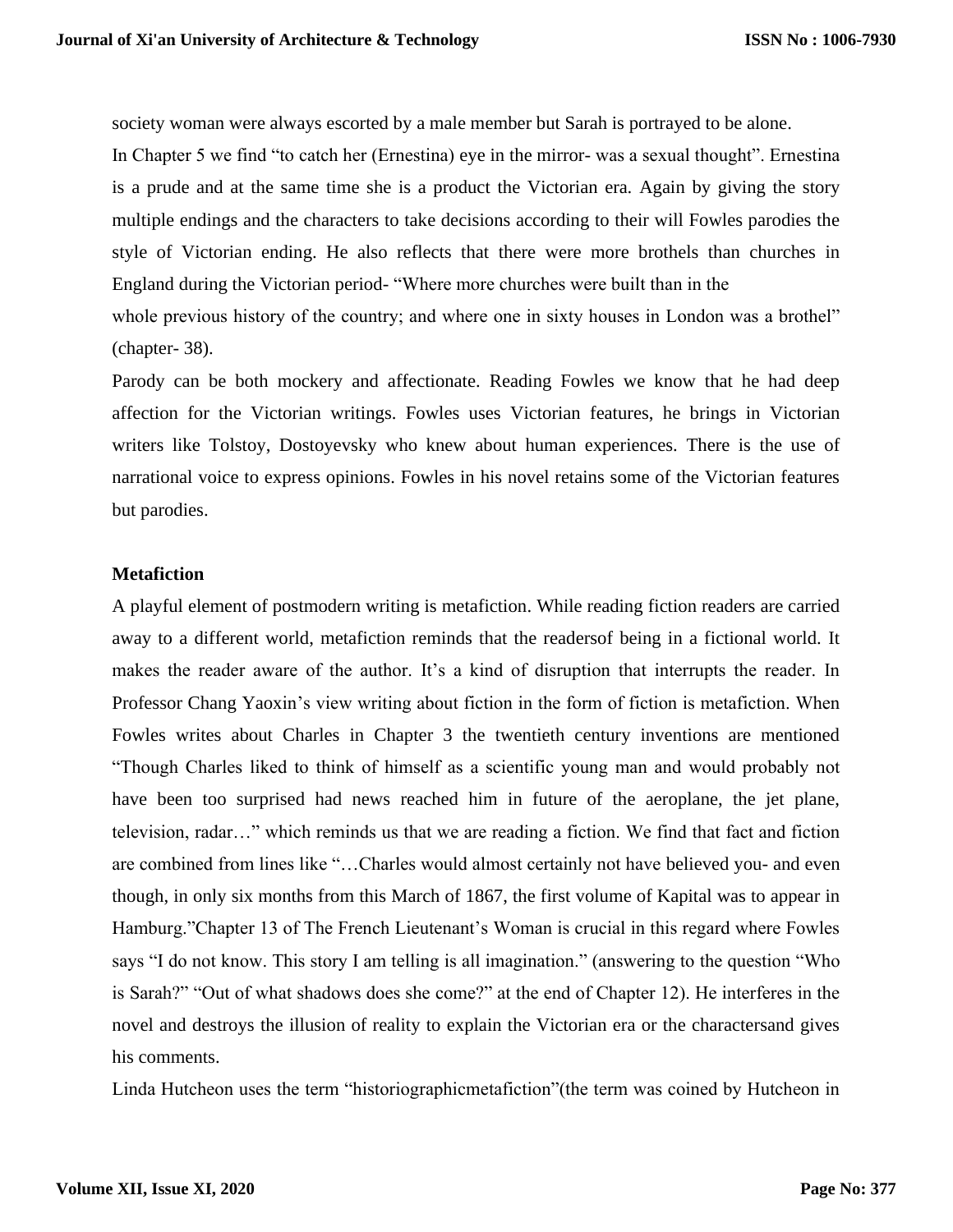society woman were always escorted by a male member but Sarah is portrayed to be alone.

In Chapter 5 we find "to catch her (Ernestina) eye in the mirror- was a sexual thought". Ernestina is a prude and at the same time she is a product the Victorian era. Again by giving the story multiple endings and the characters to take decisions according to their will Fowles parodies the style of Victorian ending. He also reflects that there were more brothels than churches in England during the Victorian period- "Where more churches were built than in the whole previous history of the country; and where one in sixty houses in London was a brothel" (chapter- 38).

Parody can be both mockery and affectionate. Reading Fowles we know that he had deep affection for the Victorian writings. Fowles uses Victorian features, he brings in Victorian writers like Tolstoy, Dostoyevsky who knew about human experiences. There is the use of narrational voice to express opinions. Fowles in his novel retains some of the Victorian features but parodies.

**Metafiction**

A playful element of postmodern writing is metafiction. While reading fiction readers are carried away to a different world, metafiction reminds that the readersof being in a fictional world. It makes the reader aware of the author. It's a kind of disruption that interrupts the reader. In Professor Chang Yaoxin's view writing about fiction in the form of fiction is metafiction. When Fowles writes about Charles in Chapter 3 the twentieth century inventions are mentioned "Though Charles liked to think of himself as a scientific young man and would probably not have been too surprised had news reached him in future of the aeroplane, the jet plane, television, radar…" which reminds us that we are reading a fiction. We find that fact and fiction are combined from lines like "…Charles would almost certainly not have believed you- and even though, in only six months from this March of 1867, the first volume of Kapital was to appear in Hamburg."Chapter 13 of The French Lieutenant's Woman is crucial in this regard where Fowles says "I do not know. This story I am telling is all imagination." (answering to the question "Who is Sarah?" "Out of what shadows does she come?" at the end of Chapter 12). He interferes in the novel and destroys the illusion of reality to explain the Victorian era or the charactersand gives his comments.

Linda Hutcheon uses the term "historiographicmetafiction"(the term was coined by Hutcheon in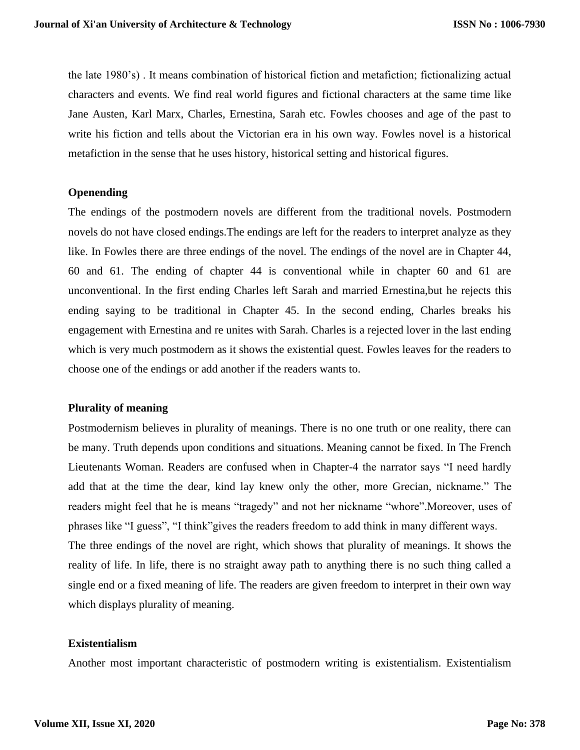the late 1980's) . It means combination of historical fiction and metafiction; fictionalizing actual characters and events. We find real world figures and fictional characters at the same time like Jane Austen, Karl Marx, Charles, Ernestina, Sarah etc. Fowles chooses and age of the past to write his fiction and tells about the Victorian era in his own way. Fowles novel is a historical metafiction in the sense that he uses history, historical setting and historical figures.

**Openending**

The endings of the postmodern novels are different from the traditional novels. Postmodern novels do not have closed endings.The endings are left for the readers to interpret analyze as they like. In Fowles there are three endings of the novel. The endings of the novel are in Chapter 44, 60 and 61. The ending of chapter 44 is conventional while in chapter 60 and 61 are unconventional. In the first ending Charles left Sarah and married Ernestina,but he rejects this ending saying to be traditional in Chapter 45. In the second ending, Charles breaks his engagement with Ernestina and re unites with Sarah. Charles is a rejected lover in the last ending which is very much postmodern as it shows the existential quest. Fowles leaves for the readers to choose one of the endings or add another if the readers wants to.

**Plurality of meaning**

Postmodernism believes in plurality of meanings. There is no one truth or one reality, there can be many. Truth depends upon conditions and situations. Meaning cannot be fixed. In The French Lieutenants Woman. Readers are confused when in Chapter-4 the narrator says "I need hardly add that at the time the dear, kind lay knew only the other, more Grecian, nickname." The readers might feel that he is means "tragedy" and not her nickname "whore".Moreover, uses of phrases like "I guess", "I think"gives the readers freedom to add think in many different ways.

The three endings of the novel are right, which shows that plurality of meanings. It shows the reality of life. In life, there is no straight away path to anything there is no such thing called a single end or a fixed meaning of life. The readers are given freedom to interpret in their own way which displays plurality of meaning.

**Existentialism**

Another most important characteristic of postmodern writing is existentialism. Existentialism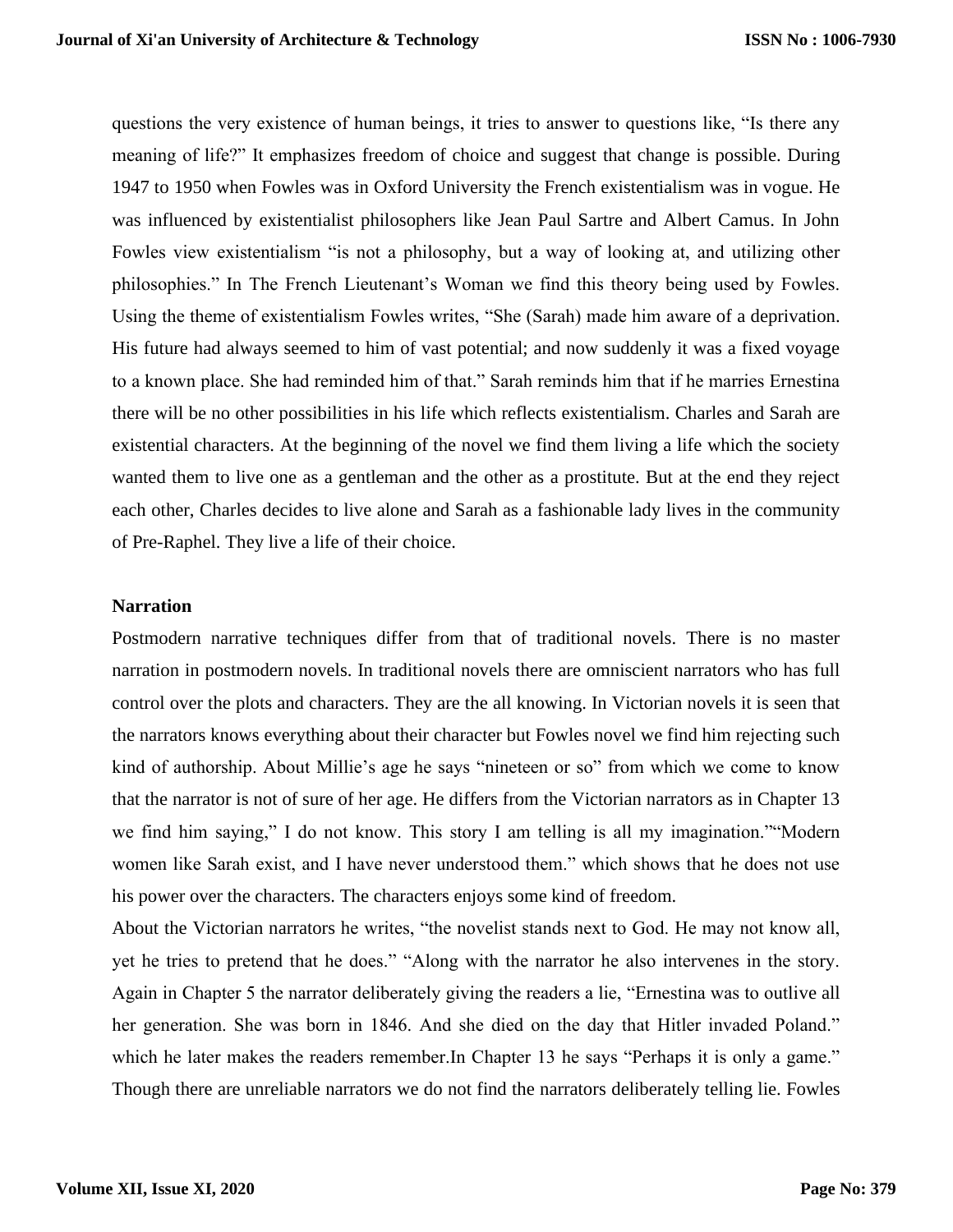questions the very existence of human beings, it tries to answer to questions like, “Is there any meaning of life?” It emphasizes freedom of choice and suggest that change is possible. During 1947 to 1950 when Fowles was in Oxford University the French existentialism was in vogue. He was influenced by existentialist philosophers like Jean Paul Sartre and Albert Camus. In John Fowles view existentialism “is not a philosophy, but a way of looking at, and utilizing other philosophies.” In The French Lieutenant’s Woman we find this theory being used by Fowles. Using the theme of existentialism Fowles writes, “She (Sarah) made him aware of a deprivation. His future had always seemed to him of vast potential; and now suddenly it was a fixed voyage to a known place. She had reminded him of that.” Sarah reminds him that if he marries Ernestina there will be no other possibilities in his life which reflects existentialism. Charles and Sarah are existential characters. At the beginning of the novel we find them living a life which the society wanted them to live one as a gentleman and the other as a prostitute. But at the end they reject each other, Charles decides to live alone and Sarah as a fashionable lady lives in the community of Pre-Raphel. They live a life of their choice.

**Narration**

Postmodern narrative techniques differ from that of traditional novels. There is no master narration in postmodern novels. In traditional novels there are omniscient narrators who has full control over the plots and characters. They are the all knowing. In Victorian novels it is seen that the narrators knows everything about their character but Fowles novel we find him rejecting such kind of authorship. About Millie’s age he says “nineteen or so” from which we come to know that the narrator is not of sure of her age. He differs from the Victorian narrators as in Chapter 13 we find him saying,” I do not know. This story I am telling is all my imagination.”“Modern women like Sarah exist, and I have never understood them.” which shows that he does not use his power over the characters. The characters enjoys some kind of freedom.

About the Victorian narrators he writes, “the novelist stands next to God. He may not know all, yet he tries to pretend that he does.” “Along with the narrator he also intervenes in the story. Again in Chapter 5 the narrator deliberately giving the readers a lie, “Ernestina was to outlive all her generation. She was born in 1846. And she died on the day that Hitler invaded Poland.” which he later makes the readers remember.In Chapter 13 he says “Perhaps it is only a game.” Though there are unreliable narrators we do not find the narrators deliberately telling lie. Fowles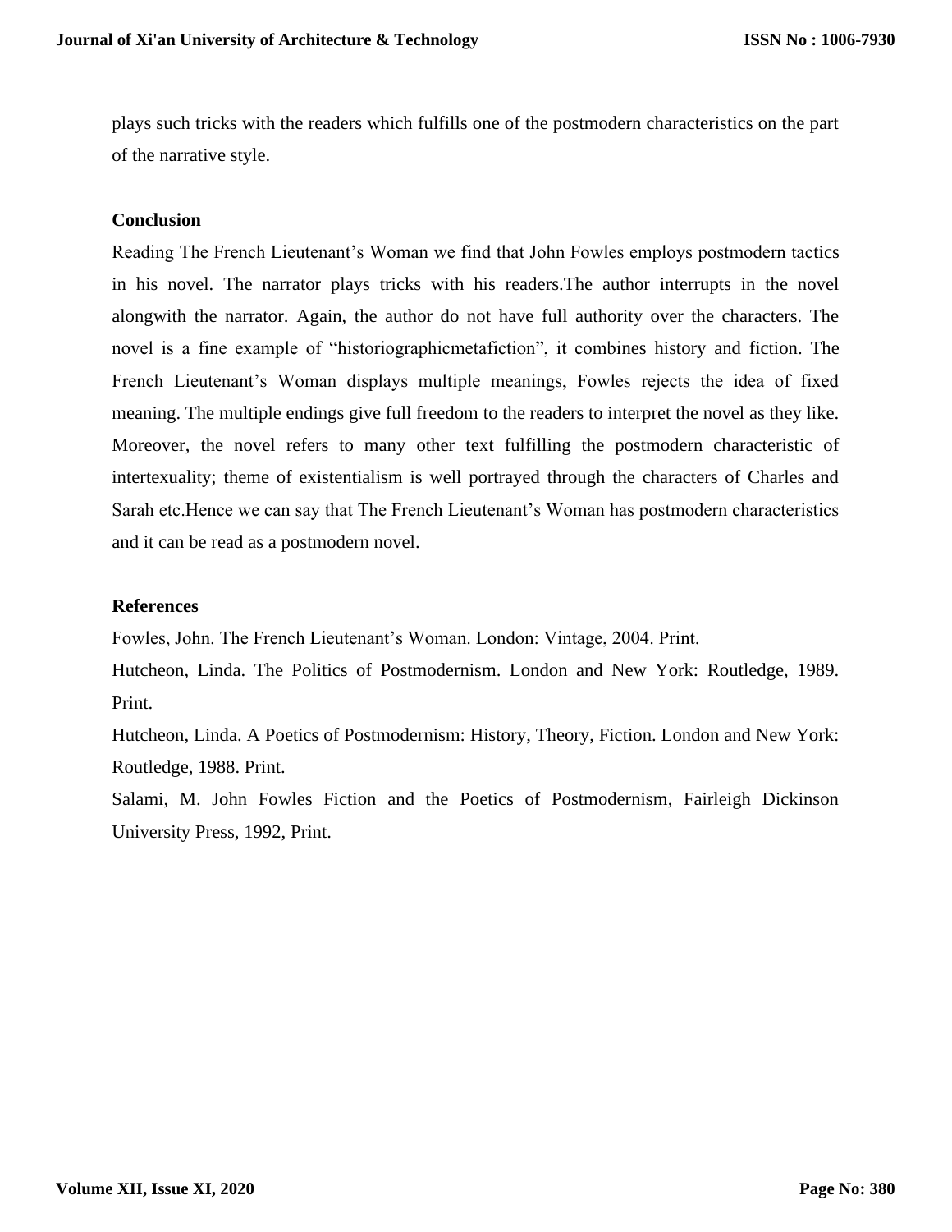plays such tricks with the readers which fulfills one of the postmodern characteristics on the part of the narrative style.

## Conclusion

Reading The French Lieutenant's Woman we find that John Fowles employs postmodern tactics in his novel. The narrator plays tricks with his readers.The author interrupts in the novel alongwith the narrator. Again, the author do not have full authority over the characters. The novel is a fine example of "historiographicmetafiction", it combines history and fiction. The French Lieutenant's Woman displays multiple meanings, Fowles rejects the idea of fixed meaning. The multiple endings give full freedom to the readers to interpret the novel as they like. Moreover, the novel refers to many other text fulfilling the postmodern characteristic of intertexuality; theme of existentialism is well portrayed through the characters of Charles and Sarah etc.Hence we can say that The French Lieutenant's Woman has postmodern characteristics and it can be read as a postmodern novel.

## References

Fowles, John. The French Lieutenant's Woman. London: Vintage, 2004. Print.

Hutcheon, Linda. The Politics of Postmodernism. London and New York: Routledge, 1989. Print.

Hutcheon, Linda. A Poetics of Postmodernism: History, Theory, Fiction. London and New York: Routledge, 1988. Print.

Salami, M. John Fowles Fiction and the Poetics of Postmodernism, Fairleigh Dickinson University Press, 1992, Print.